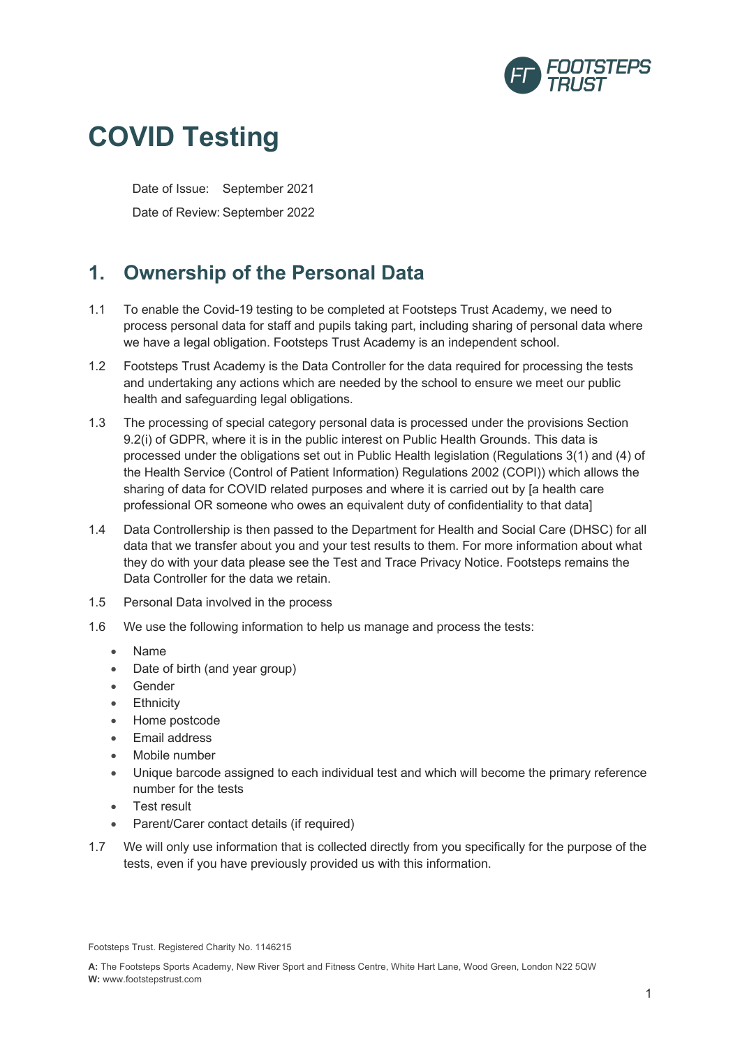# COVID Testing

Date of Issue: September 2021

Date of Review: September 2022

## 1. Ownership of the Personal Data

1.1 To enable the Covid-19 testing to be completed at Footsteps Trust Academy, we need to process personal data for staff and pupils taking part, including sharing of personal data where we have a legal obligation. Footsteps Trust Academy is an independent school.

1.2 Footsteps Trust Academy is the Data Controller for the data required for processing the tests and undertaking any actions which are needed by the school to ensure we meet our public health and safeguarding legal obligations.

1.3 The processing of special category personal data is processed under the provisions Section 9.2(i) of GDPR, where it is in the public interest on Public Health Grounds. This data is processed under the obligations set out in Public Health legislation (Regulations 3(1) and (4) of the Health Service (Control of Patient Information) Regulations 2002 (COPI)) which allows the sharing of data for COVID related purposes and where it is carried out by [a health care professional OR someone who owes an equivalent duty of confidentiality to that data]

1.4 Data Controllership is then passed to the Department for Health and Social Care (DHSC) for all data that we transfer about you and your test results to them. For more information about what they do with your data please see the Test and Trace Privacy Notice. Footsteps remains the Data Controller for the data we retain.

1.5 Personal Data involved in the process

1.6 We use the following information to help us manage and process the tests:

- Name
- Date of birth (and year group)
- Gender
- Ethnicity
- Home postcode
- Email address
- Mobile number
- Unique barcode assigned to each individual test and which will become the primary reference number for the tests
- Test result
- Parent/Carer contact details (if required)

1.7 We will only use information that is collected directly from you specifically for the purpose of the tests, even if you have previously provided us with this information.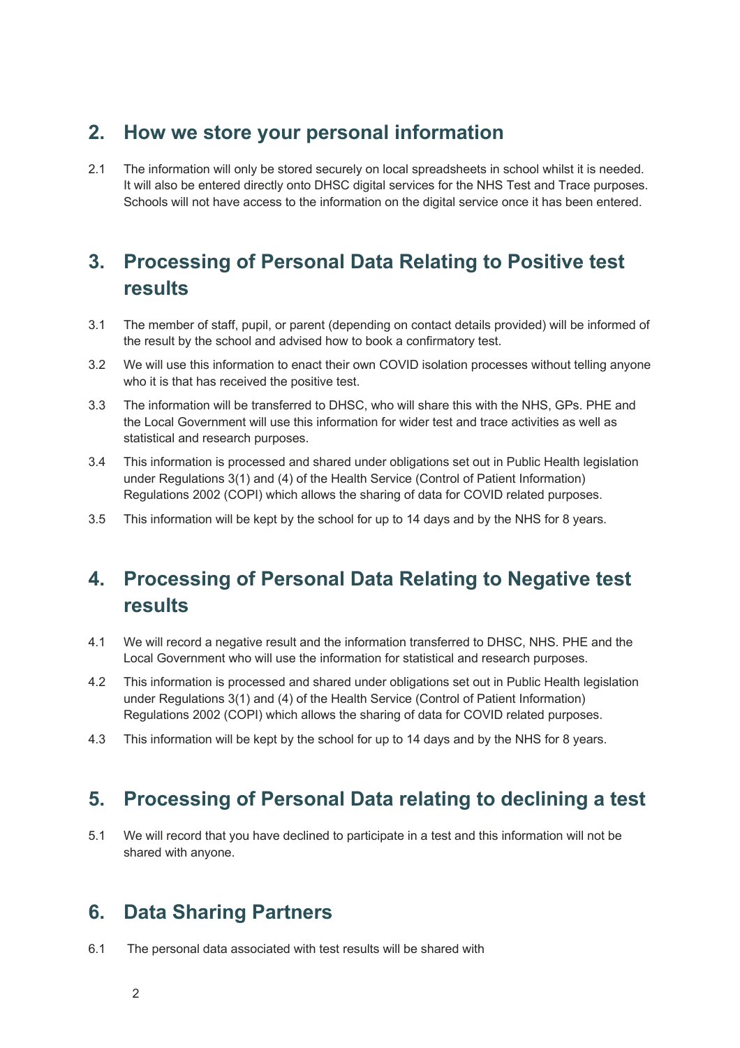## 2. How we store your personal information

2.1 The information will only be stored securely on local spreadsheets in school whilst it is needed. It will also be entered directly onto DHSC digital services for the NHS Test and Trace purposes. Schools will not have access to the information on the digital service once it has been entered.

## 3. Processing of Personal Data Relating to Positive test results

3.1 The member of staff, pupil, or parent (depending on contact details provided) will be informed of the result by the school and advised how to book a confirmatory test.

3.2 We will use this information to enact their own COVID isolation processes without telling anyone who it is that has received the positive test.

3.3 The information will be transferred to DHSC, who will share this with the NHS, GPs. PHE and the Local Government will use this information for wider test and trace activities as well as statistical and research purposes.

3.4 This information is processed and shared under obligations set out in Public Health legislation under Regulations 3(1) and (4) of the Health Service (Control of Patient Information) Regulations 2002 (COPI) which allows the sharing of data for COVID related purposes.

3.5 This information will be kept by the school for up to 14 days and by the NHS for 8 years.

## 4. Processing of Personal Data Relating to Negative test results

4.1 We will record a negative result and the information transferred to DHSC, NHS. PHE and the Local Government who will use the information for statistical and research purposes.

4.2 This information is processed and shared under obligations set out in Public Health legislation under Regulations 3(1) and (4) of the Health Service (Control of Patient Information) Regulations 2002 (COPI) which allows the sharing of data for COVID related purposes.

4.3 This information will be kept by the school for up to 14 days and by the NHS for 8 years.

## 5. Processing of Personal Data relating to declining a test

5.1 We will record that you have declined to participate in a test and this information will not be shared with anyone.

## 6. Data Sharing Partners

6.1 The personal data associated with test results will be shared with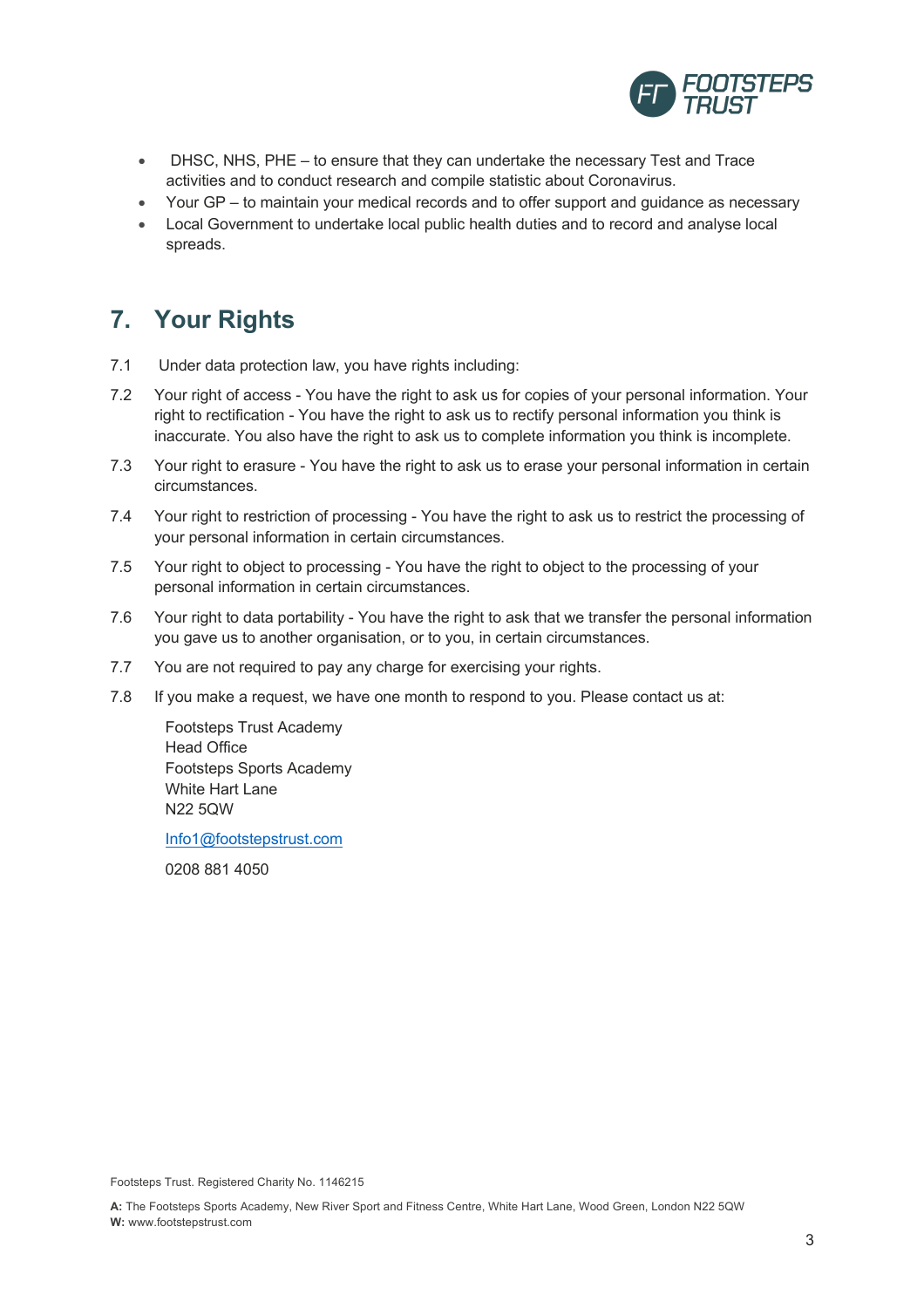- DHSC, NHS, PHE – to ensure that they can undertake the necessary Test and Trace activities and to conduct research and compile statistic about Coronavirus.
- Your GP – to maintain your medical records and to offer support and guidance as necessary
- Local Government to undertake local public health duties and to record and analyse local spreads.

## 7. Your Rights

7.1 Under data protection law, you have rights including:

7.2 Your right of access - You have the right to ask us for copies of your personal information. Your right to rectification - You have the right to ask us to rectify personal information you think is inaccurate. You also have the right to ask us to complete information you think is incomplete.

7.3 Your right to erasure - You have the right to ask us to erase your personal information in certain circumstances.

7.4 Your right to restriction of processing - You have the right to ask us to restrict the processing of your personal information in certain circumstances.

7.5 Your right to object to processing - You have the right to object to the processing of your personal information in certain circumstances.

7.6 Your right to data portability - You have the right to ask that we transfer the personal information you gave us to another organisation, or to you, in certain circumstances.

7.7 You are not required to pay any charge for exercising your rights.

7.8 If you make a request, we have one month to respond to you. Please contact us at:

Footsteps Trust Academy
Head Office
Footsteps Sports Academy
White Hart Lane
N22 5QW

Info1@footstepstrust.com

0208 881 4050

Footsteps Trust. Registered Charity No. 1146215

**A:** The Footsteps Sports Academy, New River Sport and Fitness Centre, White Hart Lane, Wood Green, London N22 5QW
**W:** www.footstepstrust.com